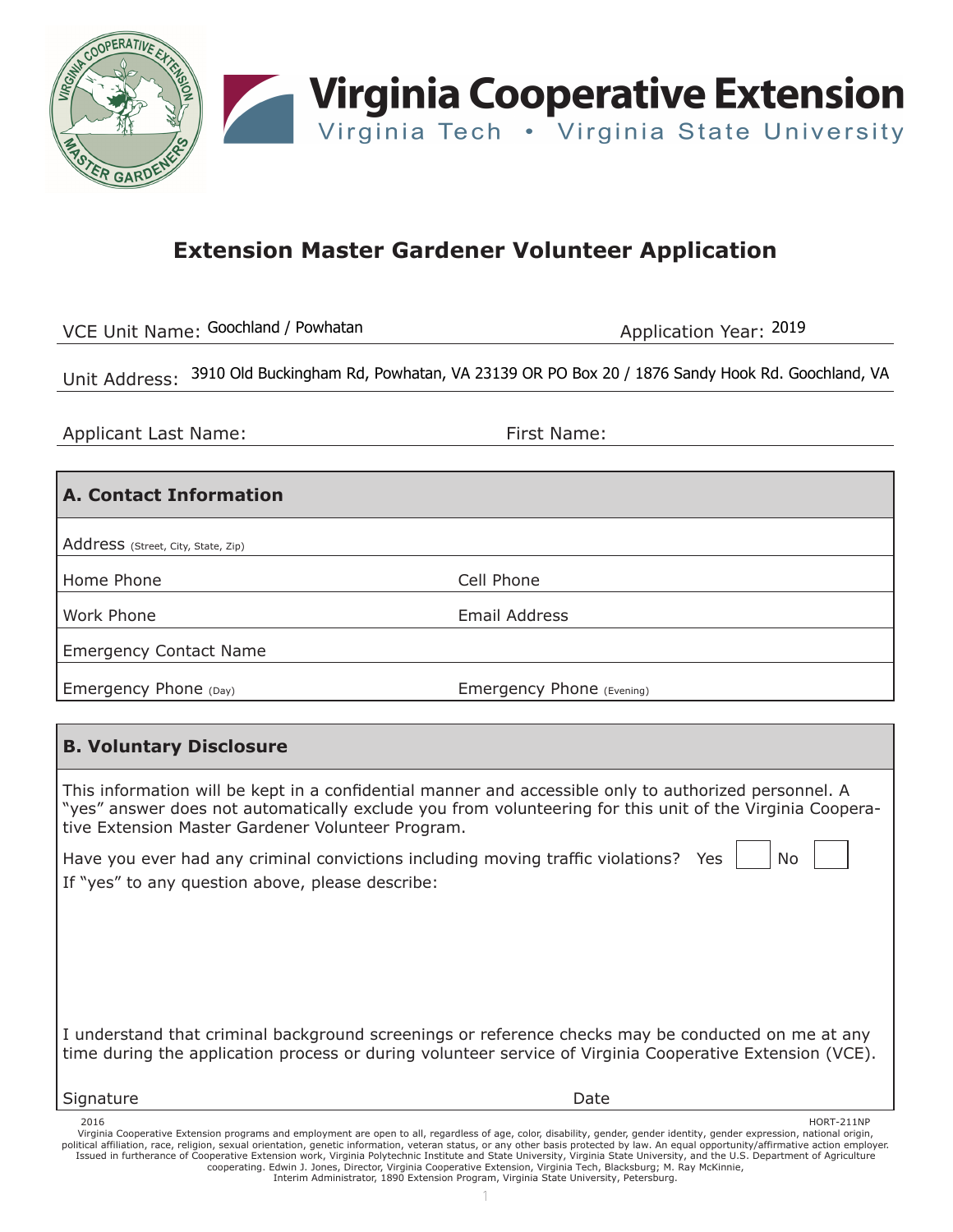Virginia Cooperative Extension
Virginia Tech • Virginia State University

# Extension Master Gardener Volunteer Application

VCE Unit Name: Goochland / Powhatan    Application Year: 2019

Unit Address: 3910 Old Buckingham Rd, Powhatan, VA 23139 OR PO Box 20 / 1876 Sandy Hook Rd. Goochland, VA

Applicant Last Name:    First Name:

## A. Contact Information

| | |
|---|---|
| Address (Street, City, State, Zip) | |
| Home Phone | Cell Phone |
| Work Phone | Email Address |
| Emergency Contact Name | |
| Emergency Phone (Day) | Emergency Phone (Evening) |

## B. Voluntary Disclosure

This information will be kept in a confidential manner and accessible only to authorized personnel. A "yes" answer does not automatically exclude you from volunteering for this unit of the Virginia Cooperative Extension Master Gardener Volunteer Program.

Have you ever had any criminal convictions including moving traffic violations? Yes ☐ No ☐

If "yes" to any question above, please describe:

I understand that criminal background screenings or reference checks may be conducted on me at any time during the application process or during volunteer service of Virginia Cooperative Extension (VCE).

Signature    Date

2016    HORT-211NP

Virginia Cooperative Extension programs and employment are open to all, regardless of age, color, disability, gender, gender identity, gender expression, national origin, political affiliation, race, religion, sexual orientation, genetic information, veteran status, or any other basis protected by law. An equal opportunity/affirmative action employer. Issued in furtherance of Cooperative Extension work, Virginia Polytechnic Institute and State University, Virginia State University, and the U.S. Department of Agriculture cooperating. Edwin J. Jones, Director, Virginia Cooperative Extension, Virginia Tech, Blacksburg; M. Ray McKinnie, Interim Administrator, 1890 Extension Program, Virginia State University, Petersburg.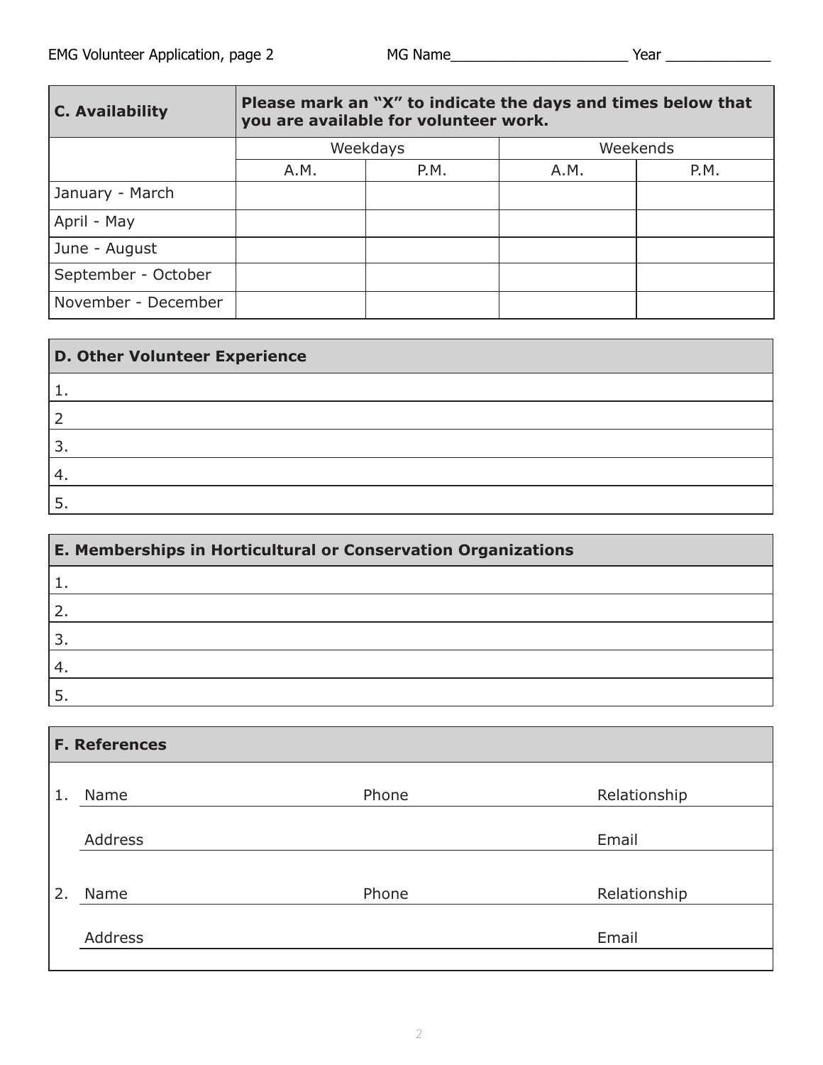MG Name_____________________ Year ____________

| C. Availability | Please mark an "X" to indicate the days and times below that you are available for volunteer work. | | | |
|---|---|---|---|---|
| | Weekdays | | Weekends | |
| | A.M. | P.M. | A.M. | P.M. |
| January - March | | | | |
| April - May | | | | |
| June - August | | | | |
| September - October | | | | |
| November - December | | | | |

| D. Other Volunteer Experience |
|---|
| 1. |
| 2 |
| 3. |
| 4. |
| 5. |

| E. Memberships in Horticultural or Conservation Organizations |
|---|
| 1. |
| 2. |
| 3. |
| 4. |
| 5. |

**F. References**

1. Name ____________________ Phone ____________________ Relationship ____________________

   Address ____________________ Email ____________________

2. Name ____________________ Phone ____________________ Relationship ____________________

   Address ____________________ Email ____________________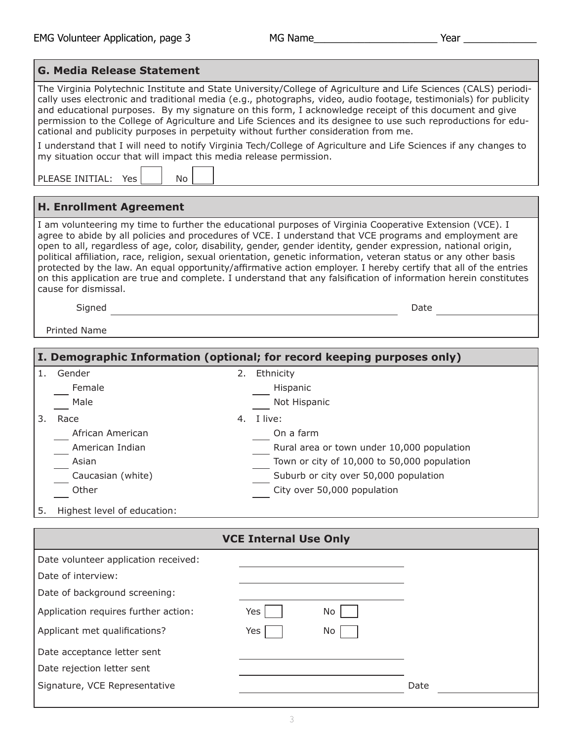EMG Volunteer Application, page 3 MG Name\_\_\_\_\_\_\_\_\_\_\_\_\_\_\_\_\_\_\_\_\_\_ Year \_\_\_\_\_\_\_\_\_\_\_\_

## G. Media Release Statement

The Virginia Polytechnic Institute and State University/College of Agriculture and Life Sciences (CALS) periodically uses electronic and traditional media (e.g., photographs, video, audio footage, testimonials) for publicity and educational purposes. By my signature on this form, I acknowledge receipt of this document and give permission to the College of Agriculture and Life Sciences and its designee to use such reproductions for educational and publicity purposes in perpetuity without further consideration from me.

I understand that I will need to notify Virginia Tech/College of Agriculture and Life Sciences if any changes to my situation occur that will impact this media release permission.

PLEASE INITIAL: Yes ☐ No ☐

## H. Enrollment Agreement

I am volunteering my time to further the educational purposes of Virginia Cooperative Extension (VCE). I agree to abide by all policies and procedures of VCE. I understand that VCE programs and employment are open to all, regardless of age, color, disability, gender, gender identity, gender expression, national origin, political affiliation, race, religion, sexual orientation, genetic information, veteran status or any other basis protected by the law. An equal opportunity/affirmative action employer. I hereby certify that all of the entries on this application are true and complete. I understand that any falsification of information herein constitutes cause for dismissal.

Signed \_\_\_\_\_\_\_\_\_\_\_\_\_\_\_\_\_\_\_\_\_\_\_\_\_\_\_\_\_\_\_\_\_\_\_\_ Date \_\_\_\_\_\_\_\_\_\_\_\_

Printed Name

## I. Demographic Information (optional; for record keeping purposes only)

1. Gender
   - \_\_\_ Female
   - \_\_\_ Male
2. Ethnicity
   - \_\_\_ Hispanic
   - \_\_\_ Not Hispanic
3. Race
   - \_\_\_ African American
   - \_\_\_ American Indian
   - \_\_\_ Asian
   - \_\_\_ Caucasian (white)
   - \_\_\_ Other
4. I live:
   - \_\_\_ On a farm
   - \_\_\_ Rural area or town under 10,000 population
   - \_\_\_ Town or city of 10,000 to 50,000 population
   - \_\_\_ Suburb or city over 50,000 population
   - \_\_\_ City over 50,000 population
5. Highest level of education:

## VCE Internal Use Only

Date volunteer application received: \_\_\_\_\_\_\_\_\_\_\_\_\_\_\_\_\_\_\_\_

Date of interview: \_\_\_\_\_\_\_\_\_\_\_\_\_\_\_\_\_\_\_\_

Date of background screening: \_\_\_\_\_\_\_\_\_\_\_\_\_\_\_\_\_\_\_\_

Application requires further action: Yes ☐ No ☐

Applicant met qualifications? Yes ☐ No ☐

Date acceptance letter sent \_\_\_\_\_\_\_\_\_\_\_\_\_\_\_\_\_\_\_\_

Date rejection letter sent \_\_\_\_\_\_\_\_\_\_\_\_\_\_\_\_\_\_\_\_

Signature, VCE Representative \_\_\_\_\_\_\_\_\_\_\_\_\_\_\_\_\_\_\_\_ Date \_\_\_\_\_\_\_\_\_\_\_\_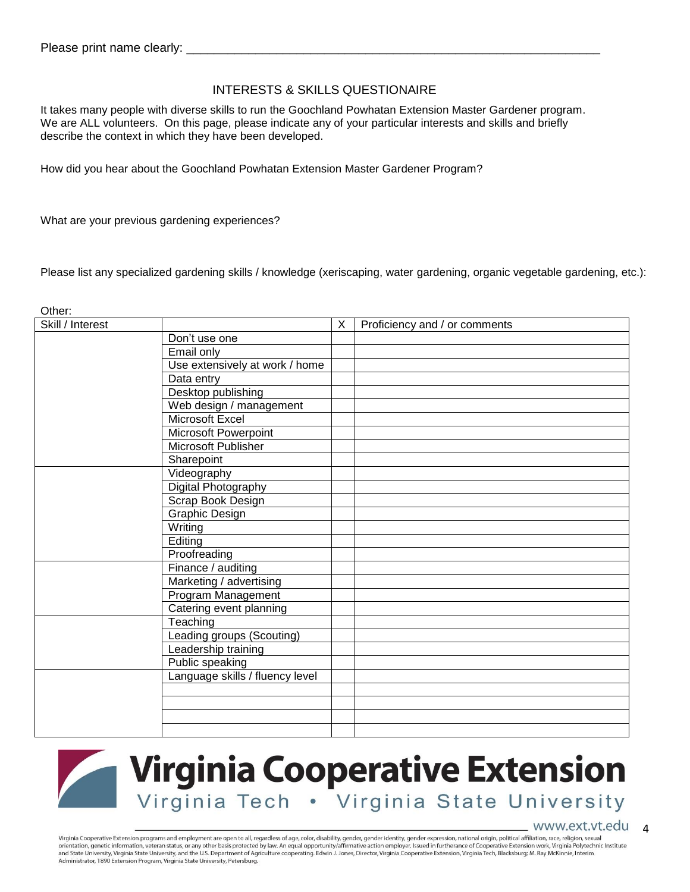Please print name clearly: ____________________________________________________________

## INTERESTS & SKILLS QUESTIONAIRE

It takes many people with diverse skills to run the Goochland Powhatan Extension Master Gardener program. We are ALL volunteers. On this page, please indicate any of your particular interests and skills and briefly describe the context in which they have been developed.

How did you hear about the Goochland Powhatan Extension Master Gardener Program?

What are your previous gardening experiences?

Please list any specialized gardening skills / knowledge (xeriscaping, water gardening, organic vegetable gardening, etc.):

Other:

| Skill / Interest | | X | Proficiency and / or comments |
|---|---|---|---|
| | Don't use one | | |
| | Email only | | |
| | Use extensively at work / home | | |
| | Data entry | | |
| | Desktop publishing | | |
| | Web design / management | | |
| | Microsoft Excel | | |
| | Microsoft Powerpoint | | |
| | Microsoft Publisher | | |
| | Sharepoint | | |
| | Videography | | |
| | Digital Photography | | |
| | Scrap Book Design | | |
| | Graphic Design | | |
| | Writing | | |
| | Editing | | |
| | Proofreading | | |
| | Finance / auditing | | |
| | Marketing / advertising | | |
| | Program Management | | |
| | Catering event planning | | |
| | Teaching | | |
| | Leading groups (Scouting) | | |
| | Leadership training | | |
| | Public speaking | | |
| | Language skills / fluency level | | |
| | | | |
| | | | |
| | | | |
| | | | |

**Virginia Cooperative Extension**
Virginia Tech • Virginia State University

www.ext.vt.edu

Virginia Cooperative Extension programs and employment are open to all, regardless of age, color, disability, gender, gender identity, gender expression, national origin, political affiliation, race, religion, sexual orientation, genetic information, veteran status, or any other basis protected by law. An equal opportunity/affirmative action employer. Issued in furtherance of Cooperative Extension work, Virginia Polytechnic Institute and State University, Virginia State University, and the U.S. Department of Agriculture cooperating. Edwin J. Jones, Director, Virginia Cooperative Extension, Virginia Tech, Blacksburg; M. Ray McKinnie, Interim Administrator, 1890 Extension Program, Virginia State University, Petersburg.